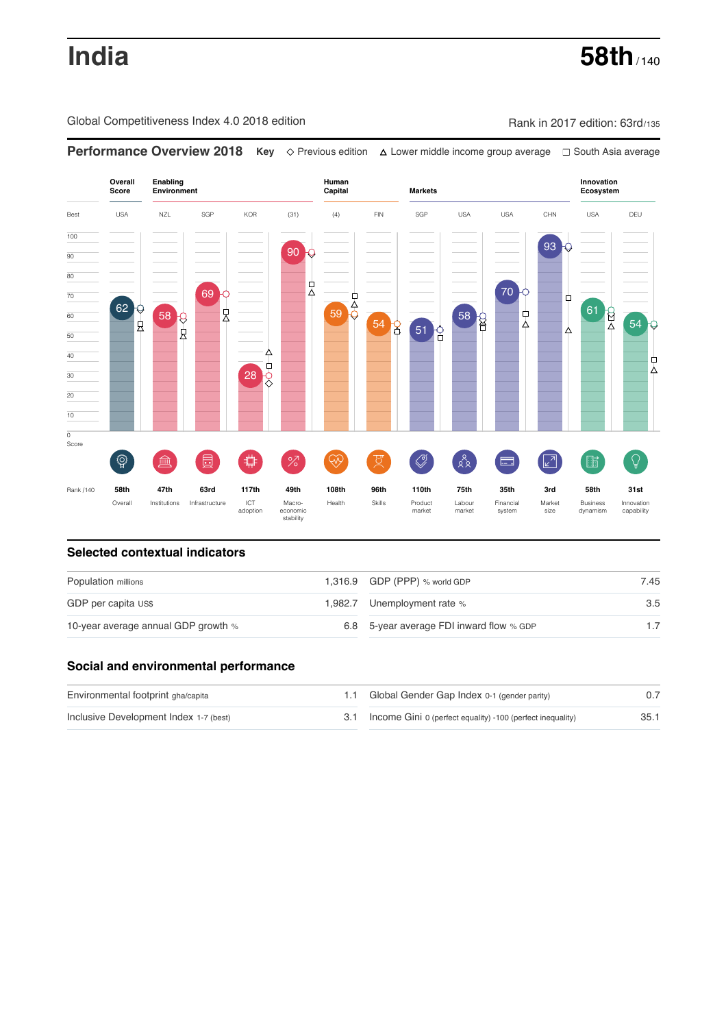# India

**58th** / 140

Global Competitiveness Index 4.0 2018 edition

Rank in 2017 edition: 63rd/135

## Performance Overview 2018

**Key** ◇ Previous edition △ Lower middle income group average ☐ South Asia average

| | Overall Score | Enabling Environment | | | | Human Capital | | Markets | | | | Innovation Ecosystem | |
|---|---|---|---|---|---|---|---|---|---|---|---|---|---|
| Best | USA | NZL | SGP | KOR | (31) | (4) | FIN | SGP | USA | USA | CHN | USA | DEU |
| Score | 62 | 58 | 69 | 28 | 90 | 59 | 54 | 51 | 58 | 70 | 93 | 61 | 54 |
| Rank /140 | 58th | 47th | 63rd | 117th | 49th | 108th | 96th | 110th | 75th | 35th | 3rd | 58th | 31st |
| | Overall | Institutions | Infrastructure | ICT adoption | Macro-economic stability | Health | Skills | Product market | Labour market | Financial system | Market size | Business dynamism | Innovation capability |

## Selected contextual indicators

| | | | |
|---|---|---|---|
| Population millions | 1,316.9 | GDP (PPP) % world GDP | 7.45 |
| GDP per capita US$ | 1,982.7 | Unemployment rate % | 3.5 |
| 10-year average annual GDP growth % | 6.8 | 5-year average FDI inward flow % GDP | 1.7 |

## Social and environmental performance

| | | | |
|---|---|---|---|
| Environmental footprint gha/capita | 1.1 | Global Gender Gap Index 0-1 (gender parity) | 0.7 |
| Inclusive Development Index 1-7 (best) | 3.1 | Income Gini 0 (perfect equality) -100 (perfect inequality) | 35.1 |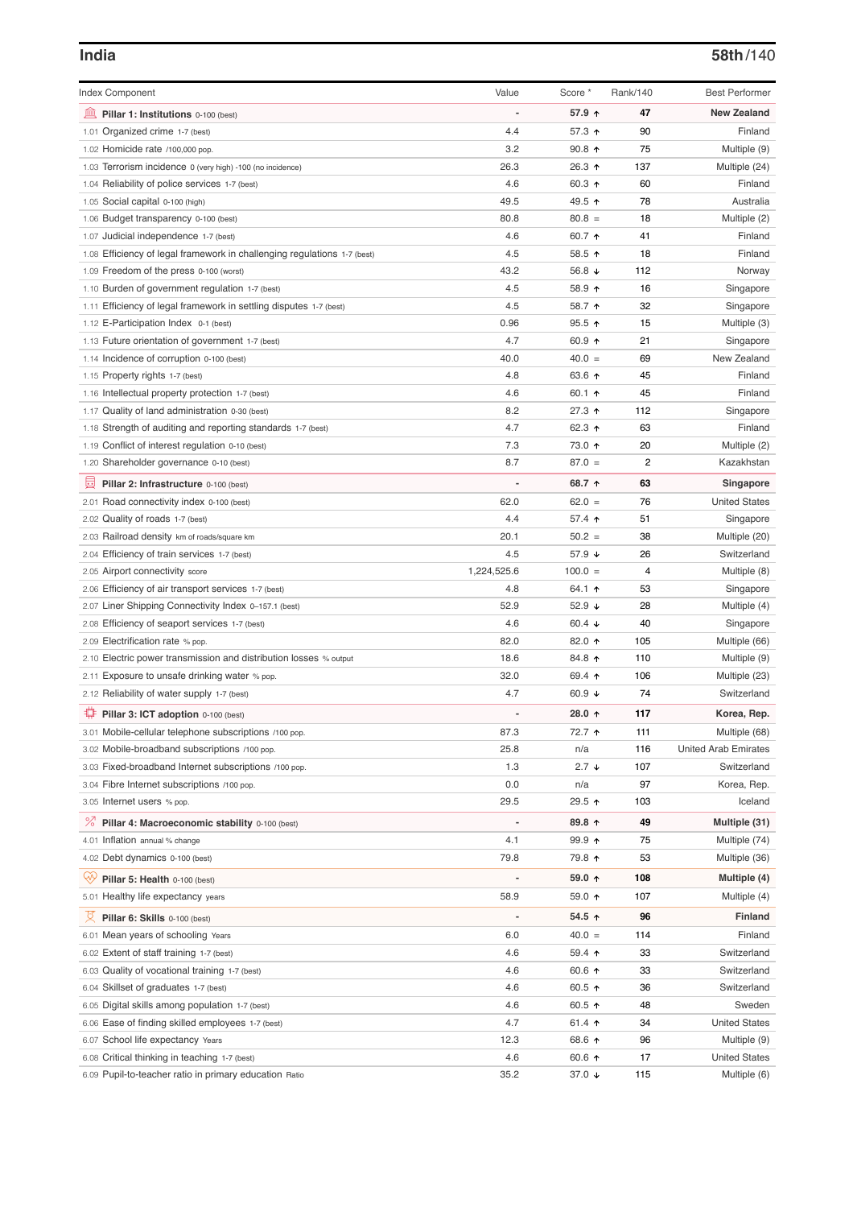## India

**58th**/140

| Index Component | Value | Score * | Rank/140 | Best Performer |
|---|---|---|---|---|
| **Pillar 1: Institutions** 0-100 (best) | - | **57.9 ↑** | **47** | **New Zealand** |
| 1.01 Organized crime 1-7 (best) | 4.4 | 57.3 ↑ | 90 | Finland |
| 1.02 Homicide rate /100,000 pop. | 3.2 | 90.8 ↑ | 75 | Multiple (9) |
| 1.03 Terrorism incidence 0 (very high) -100 (no incidence) | 26.3 | 26.3 ↑ | 137 | Multiple (24) |
| 1.04 Reliability of police services 1-7 (best) | 4.6 | 60.3 ↑ | 60 | Finland |
| 1.05 Social capital 0-100 (high) | 49.5 | 49.5 ↑ | 78 | Australia |
| 1.06 Budget transparency 0-100 (best) | 80.8 | 80.8 = | 18 | Multiple (2) |
| 1.07 Judicial independence 1-7 (best) | 4.6 | 60.7 ↑ | 41 | Finland |
| 1.08 Efficiency of legal framework in challenging regulations 1-7 (best) | 4.5 | 58.5 ↑ | 18 | Finland |
| 1.09 Freedom of the press 0-100 (worst) | 43.2 | 56.8 ↓ | 112 | Norway |
| 1.10 Burden of government regulation 1-7 (best) | 4.5 | 58.9 ↑ | 16 | Singapore |
| 1.11 Efficiency of legal framework in settling disputes 1-7 (best) | 4.5 | 58.7 ↑ | 32 | Singapore |
| 1.12 E-Participation Index 0-1 (best) | 0.96 | 95.5 ↑ | 15 | Multiple (3) |
| 1.13 Future orientation of government 1-7 (best) | 4.7 | 60.9 ↑ | 21 | Singapore |
| 1.14 Incidence of corruption 0-100 (best) | 40.0 | 40.0 = | 69 | New Zealand |
| 1.15 Property rights 1-7 (best) | 4.8 | 63.6 ↑ | 45 | Finland |
| 1.16 Intellectual property protection 1-7 (best) | 4.6 | 60.1 ↑ | 45 | Finland |
| 1.17 Quality of land administration 0-30 (best) | 8.2 | 27.3 ↑ | 112 | Singapore |
| 1.18 Strength of auditing and reporting standards 1-7 (best) | 4.7 | 62.3 ↑ | 63 | Finland |
| 1.19 Conflict of interest regulation 0-10 (best) | 7.3 | 73.0 ↑ | 20 | Multiple (2) |
| 1.20 Shareholder governance 0-10 (best) | 8.7 | 87.0 = | 2 | Kazakhstan |
| **Pillar 2: Infrastructure** 0-100 (best) | - | **68.7 ↑** | **63** | **Singapore** |
| 2.01 Road connectivity index 0-100 (best) | 62.0 | 62.0 = | 76 | United States |
| 2.02 Quality of roads 1-7 (best) | 4.4 | 57.4 ↑ | 51 | Singapore |
| 2.03 Railroad density km of roads/square km | 20.1 | 50.2 = | 38 | Multiple (20) |
| 2.04 Efficiency of train services 1-7 (best) | 4.5 | 57.9 ↓ | 26 | Switzerland |
| 2.05 Airport connectivity score | 1,224,525.6 | 100.0 = | 4 | Multiple (8) |
| 2.06 Efficiency of air transport services 1-7 (best) | 4.8 | 64.1 ↑ | 53 | Singapore |
| 2.07 Liner Shipping Connectivity Index 0–157.1 (best) | 52.9 | 52.9 ↓ | 28 | Multiple (4) |
| 2.08 Efficiency of seaport services 1-7 (best) | 4.6 | 60.4 ↓ | 40 | Singapore |
| 2.09 Electrification rate % pop. | 82.0 | 82.0 ↑ | 105 | Multiple (66) |
| 2.10 Electric power transmission and distribution losses % output | 18.6 | 84.8 ↑ | 110 | Multiple (9) |
| 2.11 Exposure to unsafe drinking water % pop. | 32.0 | 69.4 ↑ | 106 | Multiple (23) |
| 2.12 Reliability of water supply 1-7 (best) | 4.7 | 60.9 ↓ | 74 | Switzerland |
| **Pillar 3: ICT adoption** 0-100 (best) | - | **28.0 ↑** | **117** | **Korea, Rep.** |
| 3.01 Mobile-cellular telephone subscriptions /100 pop. | 87.3 | 72.7 ↑ | 111 | Multiple (68) |
| 3.02 Mobile-broadband subscriptions /100 pop. | 25.8 | n/a | 116 | United Arab Emirates |
| 3.03 Fixed-broadband Internet subscriptions /100 pop. | 1.3 | 2.7 ↓ | 107 | Switzerland |
| 3.04 Fibre Internet subscriptions /100 pop. | 0.0 | n/a | 97 | Korea, Rep. |
| 3.05 Internet users % pop. | 29.5 | 29.5 ↑ | 103 | Iceland |
| **Pillar 4: Macroeconomic stability** 0-100 (best) | - | **89.8 ↑** | **49** | **Multiple (31)** |
| 4.01 Inflation annual % change | 4.1 | 99.9 ↑ | 75 | Multiple (74) |
| 4.02 Debt dynamics 0-100 (best) | 79.8 | 79.8 ↑ | 53 | Multiple (36) |
| **Pillar 5: Health** 0-100 (best) | - | **59.0 ↑** | **108** | **Multiple (4)** |
| 5.01 Healthy life expectancy years | 58.9 | 59.0 ↑ | 107 | Multiple (4) |
| **Pillar 6: Skills** 0-100 (best) | - | **54.5 ↑** | **96** | **Finland** |
| 6.01 Mean years of schooling Years | 6.0 | 40.0 = | 114 | Finland |
| 6.02 Extent of staff training 1-7 (best) | 4.6 | 59.4 ↑ | 33 | Switzerland |
| 6.03 Quality of vocational training 1-7 (best) | 4.6 | 60.6 ↑ | 33 | Switzerland |
| 6.04 Skillset of graduates 1-7 (best) | 4.6 | 60.5 ↑ | 36 | Switzerland |
| 6.05 Digital skills among population 1-7 (best) | 4.6 | 60.5 ↑ | 48 | Sweden |
| 6.06 Ease of finding skilled employees 1-7 (best) | 4.7 | 61.4 ↑ | 34 | United States |
| 6.07 School life expectancy Years | 12.3 | 68.6 ↑ | 96 | Multiple (9) |
| 6.08 Critical thinking in teaching 1-7 (best) | 4.6 | 60.6 ↑ | 17 | United States |
| 6.09 Pupil-to-teacher ratio in primary education Ratio | 35.2 | 37.0 ↓ | 115 | Multiple (6) |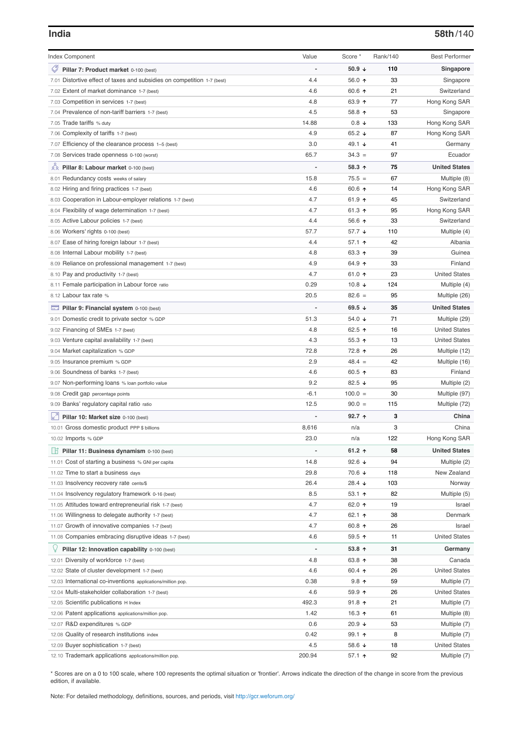## India

**58th**/140

| Index Component | Value | Score * | Rank/140 | Best Performer |
|---|---|---|---|---|
| **Pillar 7: Product market** 0-100 (best) | - | **50.9 ↓** | **110** | **Singapore** |
| 7.01 Distortive effect of taxes and subsidies on competition 1-7 (best) | 4.4 | 56.0 ↑ | 33 | Singapore |
| 7.02 Extent of market dominance 1-7 (best) | 4.6 | 60.6 ↑ | 21 | Switzerland |
| 7.03 Competition in services 1-7 (best) | 4.8 | 63.9 ↑ | 77 | Hong Kong SAR |
| 7.04 Prevalence of non-tariff barriers 1-7 (best) | 4.5 | 58.8 ↑ | 53 | Singapore |
| 7.05 Trade tariffs % duty | 14.88 | 0.8 ↓ | 133 | Hong Kong SAR |
| 7.06 Complexity of tariffs 1-7 (best) | 4.9 | 65.2 ↓ | 87 | Hong Kong SAR |
| 7.07 Efficiency of the clearance process 1–5 (best) | 3.0 | 49.1 ↓ | 41 | Germany |
| 7.08 Services trade openness 0-100 (worst) | 65.7 | 34.3 = | 97 | Ecuador |
| **Pillar 8: Labour market** 0-100 (best) | - | **58.3 ↑** | **75** | **United States** |
| 8.01 Redundancy costs weeks of salary | 15.8 | 75.5 = | 67 | Multiple (8) |
| 8.02 Hiring and firing practices 1-7 (best) | 4.6 | 60.6 ↑ | 14 | Hong Kong SAR |
| 8.03 Cooperation in Labour-employer relations 1-7 (best) | 4.7 | 61.9 ↑ | 45 | Switzerland |
| 8.04 Flexibility of wage determination 1-7 (best) | 4.7 | 61.3 ↑ | 95 | Hong Kong SAR |
| 8.05 Active Labour policies 1-7 (best) | 4.4 | 56.6 ↑ | 33 | Switzerland |
| 8.06 Workers' rights 0-100 (best) | 57.7 | 57.7 ↓ | 110 | Multiple (4) |
| 8.07 Ease of hiring foreign labour 1-7 (best) | 4.4 | 57.1 ↑ | 42 | Albania |
| 8.08 Internal Labour mobility 1-7 (best) | 4.8 | 63.3 ↑ | 39 | Guinea |
| 8.09 Reliance on professional management 1-7 (best) | 4.9 | 64.9 ↑ | 33 | Finland |
| 8.10 Pay and productivity 1-7 (best) | 4.7 | 61.0 ↑ | 23 | United States |
| 8.11 Female participation in Labour force ratio | 0.29 | 10.8 ↓ | 124 | Multiple (4) |
| 8.12 Labour tax rate % | 20.5 | 82.6 = | 95 | Multiple (26) |
| **Pillar 9: Financial system** 0-100 (best) | - | **69.5 ↓** | **35** | **United States** |
| 9.01 Domestic credit to private sector % GDP | 51.3 | 54.0 ↓ | 71 | Multiple (29) |
| 9.02 Financing of SMEs 1-7 (best) | 4.8 | 62.5 ↑ | 16 | United States |
| 9.03 Venture capital availability 1-7 (best) | 4.3 | 55.3 ↑ | 13 | United States |
| 9.04 Market capitalization % GDP | 72.8 | 72.8 ↑ | 26 | Multiple (12) |
| 9.05 Insurance premium % GDP | 2.9 | 48.4 = | 42 | Multiple (16) |
| 9.06 Soundness of banks 1-7 (best) | 4.6 | 60.5 ↑ | 83 | Finland |
| 9.07 Non-performing loans % loan portfolio value | 9.2 | 82.5 ↓ | 95 | Multiple (2) |
| 9.08 Credit gap percentage points | -6.1 | 100.0 = | 30 | Multiple (97) |
| 9.09 Banks' regulatory capital ratio ratio | 12.5 | 90.0 = | 115 | Multiple (72) |
| **Pillar 10: Market size** 0-100 (best) | - | **92.7 ↑** | **3** | **China** |
| 10.01 Gross domestic product PPP $ billions | 8,616 | n/a | 3 | China |
| 10.02 Imports % GDP | 23.0 | n/a | 122 | Hong Kong SAR |
| **Pillar 11: Business dynamism** 0-100 (best) | - | **61.2 ↑** | **58** | **United States** |
| 11.01 Cost of starting a business % GNI per capita | 14.8 | 92.6 ↓ | 94 | Multiple (2) |
| 11.02 Time to start a business days | 29.8 | 70.6 ↓ | 118 | New Zealand |
| 11.03 Insolvency recovery rate cents/$ | 26.4 | 28.4 ↓ | 103 | Norway |
| 11.04 Insolvency regulatory framework 0-16 (best) | 8.5 | 53.1 ↑ | 82 | Multiple (5) |
| 11.05 Attitudes toward entrepreneurial risk 1-7 (best) | 4.7 | 62.0 ↑ | 19 | Israel |
| 11.06 Willingness to delegate authority 1-7 (best) | 4.7 | 62.1 ↑ | 38 | Denmark |
| 11.07 Growth of innovative companies 1-7 (best) | 4.7 | 60.8 ↑ | 26 | Israel |
| 11.08 Companies embracing disruptive ideas 1-7 (best) | 4.6 | 59.5 ↑ | 11 | United States |
| **Pillar 12: Innovation capability** 0-100 (best) | - | **53.8 ↑** | **31** | **Germany** |
| 12.01 Diversity of workforce 1-7 (best) | 4.8 | 63.8 ↑ | 38 | Canada |
| 12.02 State of cluster development 1-7 (best) | 4.6 | 60.4 ↑ | 26 | United States |
| 12.03 International co-inventions applications/million pop. | 0.38 | 9.8 ↑ | 59 | Multiple (7) |
| 12.04 Multi-stakeholder collaboration 1-7 (best) | 4.6 | 59.9 ↑ | 26 | United States |
| 12.05 Scientific publications H Index | 492.3 | 91.8 ↑ | 21 | Multiple (7) |
| 12.06 Patent applications applications/million pop. | 1.42 | 16.3 ↑ | 61 | Multiple (8) |
| 12.07 R&D expenditures % GDP | 0.6 | 20.9 ↓ | 53 | Multiple (7) |
| 12.08 Quality of research institutions index | 0.42 | 99.1 ↑ | 8 | Multiple (7) |
| 12.09 Buyer sophistication 1-7 (best) | 4.5 | 58.6 ↓ | 18 | United States |
| 12.10 Trademark applications applications/million pop. | 200.94 | 57.1 ↑ | 92 | Multiple (7) |

* Scores are on a 0 to 100 scale, where 100 represents the optimal situation or 'frontier'. Arrows indicate the direction of the change in score from the previous edition, if available.

Note: For detailed methodology, definitions, sources, and periods, visit http://gcr.weforum.org/